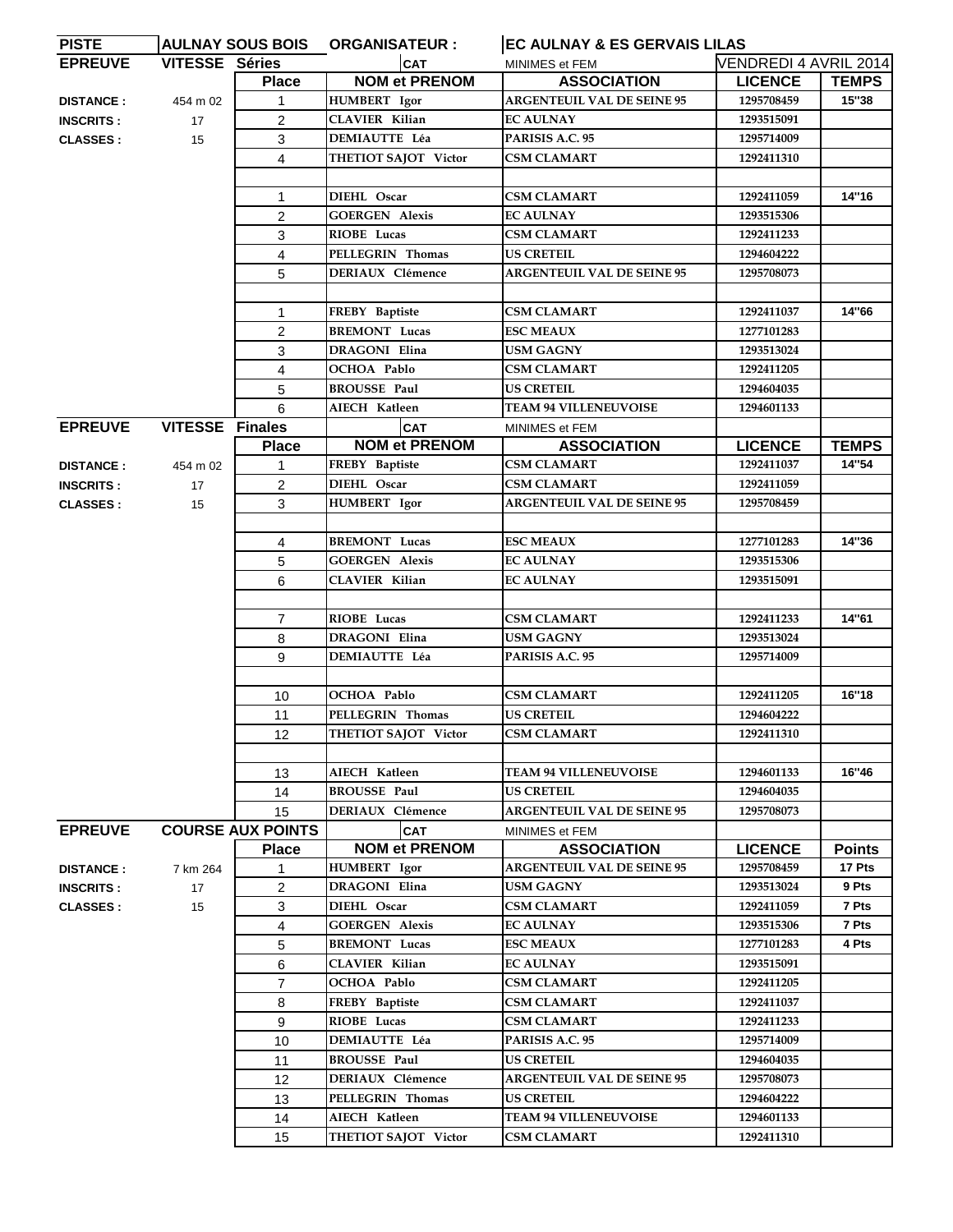| PISTE | AULNAY SOUS BOIS | ORGANISATEUR : | EC AULNAY & ES GERVAIS LILAS | | |
|---|---|---|---|---|---|
| **EPREUVE** | **VITESSE Séries** | **CAT** | MINIMES et FEM | VENDREDI 4 AVRIL 2014 | |
| | **Place** | **NOM et PRENOM** | **ASSOCIATION** | **LICENCE** | **TEMPS** |
| **DISTANCE :** 454 m 02 | 1 | HUMBERT Igor | ARGENTEUIL VAL DE SEINE 95 | 1295708459 | 15''38 |
| **INSCRITS :** 17 | 2 | CLAVIER Kilian | EC AULNAY | 1293515091 | |
| **CLASSES :** 15 | 3 | DEMIAUTTE Léa | PARISIS A.C. 95 | 1295714009 | |
| | 4 | THETIOT SAJOT Victor | CSM CLAMART | 1292411310 | |
| | | | | | |
| | 1 | DIEHL Oscar | CSM CLAMART | 1292411059 | 14''16 |
| | 2 | GOERGEN Alexis | EC AULNAY | 1293515306 | |
| | 3 | RIOBE Lucas | CSM CLAMART | 1292411233 | |
| | 4 | PELLEGRIN Thomas | US CRETEIL | 1294604222 | |
| | 5 | DERIAUX Clémence | ARGENTEUIL VAL DE SEINE 95 | 1295708073 | |
| | | | | | |
| | 1 | FREBY Baptiste | CSM CLAMART | 1292411037 | 14''66 |
| | 2 | BREMONT Lucas | ESC MEAUX | 1277101283 | |
| | 3 | DRAGONI Elina | USM GAGNY | 1293513024 | |
| | 4 | OCHOA Pablo | CSM CLAMART | 1292411205 | |
| | 5 | BROUSSE Paul | US CRETEIL | 1294604035 | |
| | 6 | AIECH Katleen | TEAM 94 VILLENEUVOISE | 1294601133 | |

| **EPREUVE** | **VITESSE Finales** | **CAT** | MINIMES et FEM | | |
|---|---|---|---|---|---|
| | **Place** | **NOM et PRENOM** | **ASSOCIATION** | **LICENCE** | **TEMPS** |
| **DISTANCE :** 454 m 02 | 1 | FREBY Baptiste | CSM CLAMART | 1292411037 | 14''54 |
| **INSCRITS :** 17 | 2 | DIEHL Oscar | CSM CLAMART | 1292411059 | |
| **CLASSES :** 15 | 3 | HUMBERT Igor | ARGENTEUIL VAL DE SEINE 95 | 1295708459 | |
| | | | | | |
| | 4 | BREMONT Lucas | ESC MEAUX | 1277101283 | 14''36 |
| | 5 | GOERGEN Alexis | EC AULNAY | 1293515306 | |
| | 6 | CLAVIER Kilian | EC AULNAY | 1293515091 | |
| | | | | | |
| | 7 | RIOBE Lucas | CSM CLAMART | 1292411233 | 14''61 |
| | 8 | DRAGONI Elina | USM GAGNY | 1293513024 | |
| | 9 | DEMIAUTTE Léa | PARISIS A.C. 95 | 1295714009 | |
| | | | | | |
| | 10 | OCHOA Pablo | CSM CLAMART | 1292411205 | 16''18 |
| | 11 | PELLEGRIN Thomas | US CRETEIL | 1294604222 | |
| | 12 | THETIOT SAJOT Victor | CSM CLAMART | 1292411310 | |
| | | | | | |
| | 13 | AIECH Katleen | TEAM 94 VILLENEUVOISE | 1294601133 | 16''46 |
| | 14 | BROUSSE Paul | US CRETEIL | 1294604035 | |
| | 15 | DERIAUX Clémence | ARGENTEUIL VAL DE SEINE 95 | 1295708073 | |

| **EPREUVE** | **COURSE AUX POINTS** | **CAT** | MINIMES et FEM | | |
|---|---|---|---|---|---|
| | **Place** | **NOM et PRENOM** | **ASSOCIATION** | **LICENCE** | **Points** |
| **DISTANCE :** 7 km 264 | 1 | HUMBERT Igor | ARGENTEUIL VAL DE SEINE 95 | 1295708459 | 17 Pts |
| **INSCRITS :** 17 | 2 | DRAGONI Elina | USM GAGNY | 1293513024 | 9 Pts |
| **CLASSES :** 15 | 3 | DIEHL Oscar | CSM CLAMART | 1292411059 | 7 Pts |
| | 4 | GOERGEN Alexis | EC AULNAY | 1293515306 | 7 Pts |
| | 5 | BREMONT Lucas | ESC MEAUX | 1277101283 | 4 Pts |
| | 6 | CLAVIER Kilian | EC AULNAY | 1293515091 | |
| | 7 | OCHOA Pablo | CSM CLAMART | 1292411205 | |
| | 8 | FREBY Baptiste | CSM CLAMART | 1292411037 | |
| | 9 | RIOBE Lucas | CSM CLAMART | 1292411233 | |
| | 10 | DEMIAUTTE Léa | PARISIS A.C. 95 | 1295714009 | |
| | 11 | BROUSSE Paul | US CRETEIL | 1294604035 | |
| | 12 | DERIAUX Clémence | ARGENTEUIL VAL DE SEINE 95 | 1295708073 | |
| | 13 | PELLEGRIN Thomas | US CRETEIL | 1294604222 | |
| | 14 | AIECH Katleen | TEAM 94 VILLENEUVOISE | 1294601133 | |
| | 15 | THETIOT SAJOT Victor | CSM CLAMART | 1292411310 | |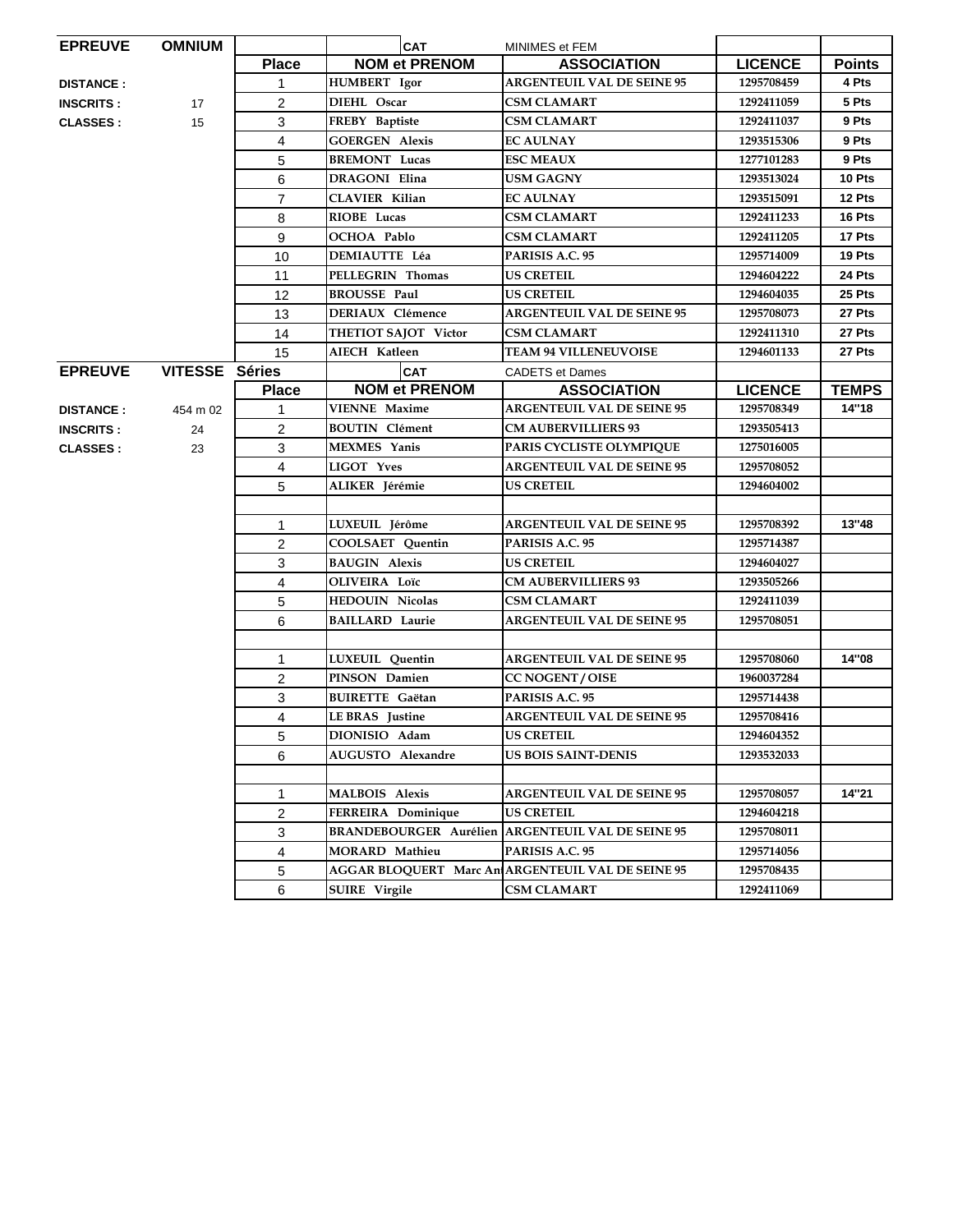| EPREUVE | OMNIUM | | CAT | MINIMES et FEM | | |
|---|---|---|---|---|---|---|
| | | Place | NOM et PRENOM | ASSOCIATION | LICENCE | Points |
| DISTANCE : | | 1 | HUMBERT Igor | ARGENTEUIL VAL DE SEINE 95 | 1295708459 | 4 Pts |
| INSCRITS : | 17 | 2 | DIEHL Oscar | CSM CLAMART | 1292411059 | 5 Pts |
| CLASSES : | 15 | 3 | FREBY Baptiste | CSM CLAMART | 1292411037 | 9 Pts |
| | | 4 | GOERGEN Alexis | EC AULNAY | 1293515306 | 9 Pts |
| | | 5 | BREMONT Lucas | ESC MEAUX | 1277101283 | 9 Pts |
| | | 6 | DRAGONI Elina | USM GAGNY | 1293513024 | 10 Pts |
| | | 7 | CLAVIER Kilian | EC AULNAY | 1293515091 | 12 Pts |
| | | 8 | RIOBE Lucas | CSM CLAMART | 1292411233 | 16 Pts |
| | | 9 | OCHOA Pablo | CSM CLAMART | 1292411205 | 17 Pts |
| | | 10 | DEMIAUTTE Léa | PARISIS A.C. 95 | 1295714009 | 19 Pts |
| | | 11 | PELLEGRIN Thomas | US CRETEIL | 1294604222 | 24 Pts |
| | | 12 | BROUSSE Paul | US CRETEIL | 1294604035 | 25 Pts |
| | | 13 | DERIAUX Clémence | ARGENTEUIL VAL DE SEINE 95 | 1295708073 | 27 Pts |
| | | 14 | THETIOT SAJOT Victor | CSM CLAMART | 1292411310 | 27 Pts |
| | | 15 | AIECH Katleen | TEAM 94 VILLENEUVOISE | 1294601133 | 27 Pts |

| EPREUVE | VITESSE Séries | | CAT | CADETS et Dames | | |
|---|---|---|---|---|---|---|
| | | Place | NOM et PRENOM | ASSOCIATION | LICENCE | TEMPS |
| DISTANCE : | 454 m 02 | 1 | VIENNE Maxime | ARGENTEUIL VAL DE SEINE 95 | 1295708349 | 14"18 |
| INSCRITS : | 24 | 2 | BOUTIN Clément | CM AUBERVILLIERS 93 | 1293505413 | |
| CLASSES : | 23 | 3 | MEXMES Yanis | PARIS CYCLISTE OLYMPIQUE | 1275016005 | |
| | | 4 | LIGOT Yves | ARGENTEUIL VAL DE SEINE 95 | 1295708052 | |
| | | 5 | ALIKER Jérémie | US CRETEIL | 1294604002 | |
| | | | | | | |
| | | 1 | LUXEUIL Jérôme | ARGENTEUIL VAL DE SEINE 95 | 1295708392 | 13"48 |
| | | 2 | COOLSAET Quentin | PARISIS A.C. 95 | 1295714387 | |
| | | 3 | BAUGIN Alexis | US CRETEIL | 1294604027 | |
| | | 4 | OLIVEIRA Loïc | CM AUBERVILLIERS 93 | 1293505266 | |
| | | 5 | HEDOUIN Nicolas | CSM CLAMART | 1292411039 | |
| | | 6 | BAILLARD Laurie | ARGENTEUIL VAL DE SEINE 95 | 1295708051 | |
| | | | | | | |
| | | 1 | LUXEUIL Quentin | ARGENTEUIL VAL DE SEINE 95 | 1295708060 | 14"08 |
| | | 2 | PINSON Damien | CC NOGENT / OISE | 1960037284 | |
| | | 3 | BUIRETTE Gaëtan | PARISIS A.C. 95 | 1295714438 | |
| | | 4 | LE BRAS Justine | ARGENTEUIL VAL DE SEINE 95 | 1295708416 | |
| | | 5 | DIONISIO Adam | US CRETEIL | 1294604352 | |
| | | 6 | AUGUSTO Alexandre | US BOIS SAINT-DENIS | 1293532033 | |
| | | | | | | |
| | | 1 | MALBOIS Alexis | ARGENTEUIL VAL DE SEINE 95 | 1295708057 | 14"21 |
| | | 2 | FERREIRA Dominique | US CRETEIL | 1294604218 | |
| | | 3 | BRANDEBOURGER Aurélien | ARGENTEUIL VAL DE SEINE 95 | 1295708011 | |
| | | 4 | MORARD Mathieu | PARISIS A.C. 95 | 1295714056 | |
| | | 5 | AGGAR BLOQUERT Marc An | ARGENTEUIL VAL DE SEINE 95 | 1295708435 | |
| | | 6 | SUIRE Virgile | CSM CLAMART | 1292411069 | |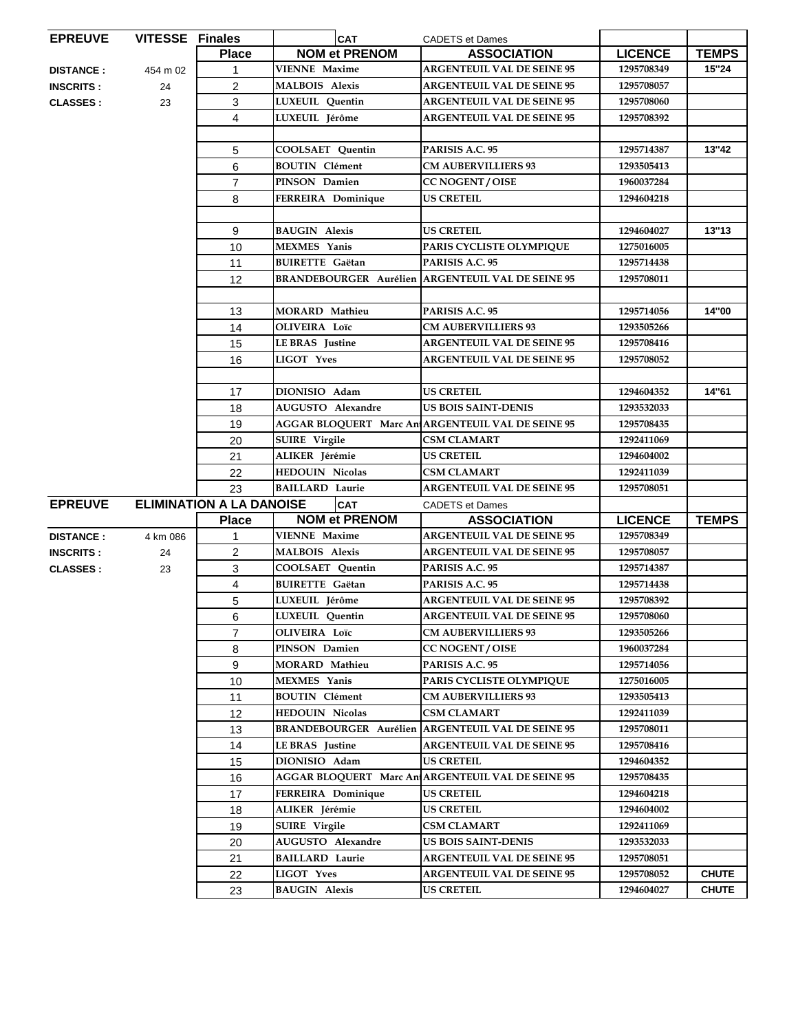| EPREUVE | VITESSE | Finales | CAT | | CADETS et Dames | | |
|---|---|---|---|---|---|---|---|
| | | **Place** | **NOM et PRENOM** | | **ASSOCIATION** | **LICENCE** | **TEMPS** |
| **DISTANCE :** | 454 m 02 | 1 | VIENNE Maxime | | ARGENTEUIL VAL DE SEINE 95 | 1295708349 | 15"24 |
| **INSCRITS :** | 24 | 2 | MALBOIS Alexis | | ARGENTEUIL VAL DE SEINE 95 | 1295708057 | |
| **CLASSES :** | 23 | 3 | LUXEUIL Quentin | | ARGENTEUIL VAL DE SEINE 95 | 1295708060 | |
| | | 4 | LUXEUIL Jérôme | | ARGENTEUIL VAL DE SEINE 95 | 1295708392 | |
| | | | | | | | |
| | | 5 | COOLSAET Quentin | | PARISIS A.C. 95 | 1295714387 | 13"42 |
| | | 6 | BOUTIN Clément | | CM AUBERVILLIERS 93 | 1293505413 | |
| | | 7 | PINSON Damien | | CC NOGENT / OISE | 1960037284 | |
| | | 8 | FERREIRA Dominique | | US CRETEIL | 1294604218 | |
| | | | | | | | |
| | | 9 | BAUGIN Alexis | | US CRETEIL | 1294604027 | 13"13 |
| | | 10 | MEXMES Yanis | | PARIS CYCLISTE OLYMPIQUE | 1275016005 | |
| | | 11 | BUIRETTE Gaëtan | | PARISIS A.C. 95 | 1295714438 | |
| | | 12 | BRANDEBOURGER Aurélien | | ARGENTEUIL VAL DE SEINE 95 | 1295708011 | |
| | | | | | | | |
| | | 13 | MORARD Mathieu | | PARISIS A.C. 95 | 1295714056 | 14"00 |
| | | 14 | OLIVEIRA Loïc | | CM AUBERVILLIERS 93 | 1293505266 | |
| | | 15 | LE BRAS Justine | | ARGENTEUIL VAL DE SEINE 95 | 1295708416 | |
| | | 16 | LIGOT Yves | | ARGENTEUIL VAL DE SEINE 95 | 1295708052 | |
| | | | | | | | |
| | | 17 | DIONISIO Adam | | US CRETEIL | 1294604352 | 14"61 |
| | | 18 | AUGUSTO Alexandre | | US BOIS SAINT-DENIS | 1293532033 | |
| | | 19 | AGGAR BLOQUERT Marc An | | ARGENTEUIL VAL DE SEINE 95 | 1295708435 | |
| | | 20 | SUIRE Virgile | | CSM CLAMART | 1292411069 | |
| | | 21 | ALIKER Jérémie | | US CRETEIL | 1294604002 | |
| | | 22 | HEDOUIN Nicolas | | CSM CLAMART | 1292411039 | |
| | | 23 | BAILLARD Laurie | | ARGENTEUIL VAL DE SEINE 95 | 1295708051 | |

| EPREUVE | ELIMINATION A LA DANOISE | | CAT | | CADETS et Dames | | |
|---|---|---|---|---|---|---|---|
| | | **Place** | **NOM et PRENOM** | | **ASSOCIATION** | **LICENCE** | **TEMPS** |
| **DISTANCE :** | 4 km 086 | 1 | VIENNE Maxime | | ARGENTEUIL VAL DE SEINE 95 | 1295708349 | |
| **INSCRITS :** | 24 | 2 | MALBOIS Alexis | | ARGENTEUIL VAL DE SEINE 95 | 1295708057 | |
| **CLASSES :** | 23 | 3 | COOLSAET Quentin | | PARISIS A.C. 95 | 1295714387 | |
| | | 4 | BUIRETTE Gaëtan | | PARISIS A.C. 95 | 1295714438 | |
| | | 5 | LUXEUIL Jérôme | | ARGENTEUIL VAL DE SEINE 95 | 1295708392 | |
| | | 6 | LUXEUIL Quentin | | ARGENTEUIL VAL DE SEINE 95 | 1295708060 | |
| | | 7 | OLIVEIRA Loïc | | CM AUBERVILLIERS 93 | 1293505266 | |
| | | 8 | PINSON Damien | | CC NOGENT / OISE | 1960037284 | |
| | | 9 | MORARD Mathieu | | PARISIS A.C. 95 | 1295714056 | |
| | | 10 | MEXMES Yanis | | PARIS CYCLISTE OLYMPIQUE | 1275016005 | |
| | | 11 | BOUTIN Clément | | CM AUBERVILLIERS 93 | 1293505413 | |
| | | 12 | HEDOUIN Nicolas | | CSM CLAMART | 1292411039 | |
| | | 13 | BRANDEBOURGER Aurélien | | ARGENTEUIL VAL DE SEINE 95 | 1295708011 | |
| | | 14 | LE BRAS Justine | | ARGENTEUIL VAL DE SEINE 95 | 1295708416 | |
| | | 15 | DIONISIO Adam | | US CRETEIL | 1294604352 | |
| | | 16 | AGGAR BLOQUERT Marc An | | ARGENTEUIL VAL DE SEINE 95 | 1295708435 | |
| | | 17 | FERREIRA Dominique | | US CRETEIL | 1294604218 | |
| | | 18 | ALIKER Jérémie | | US CRETEIL | 1294604002 | |
| | | 19 | SUIRE Virgile | | CSM CLAMART | 1292411069 | |
| | | 20 | AUGUSTO Alexandre | | US BOIS SAINT-DENIS | 1293532033 | |
| | | 21 | BAILLARD Laurie | | ARGENTEUIL VAL DE SEINE 95 | 1295708051 | |
| | | 22 | LIGOT Yves | | ARGENTEUIL VAL DE SEINE 95 | 1295708052 | CHUTE |
| | | 23 | BAUGIN Alexis | | US CRETEIL | 1294604027 | CHUTE |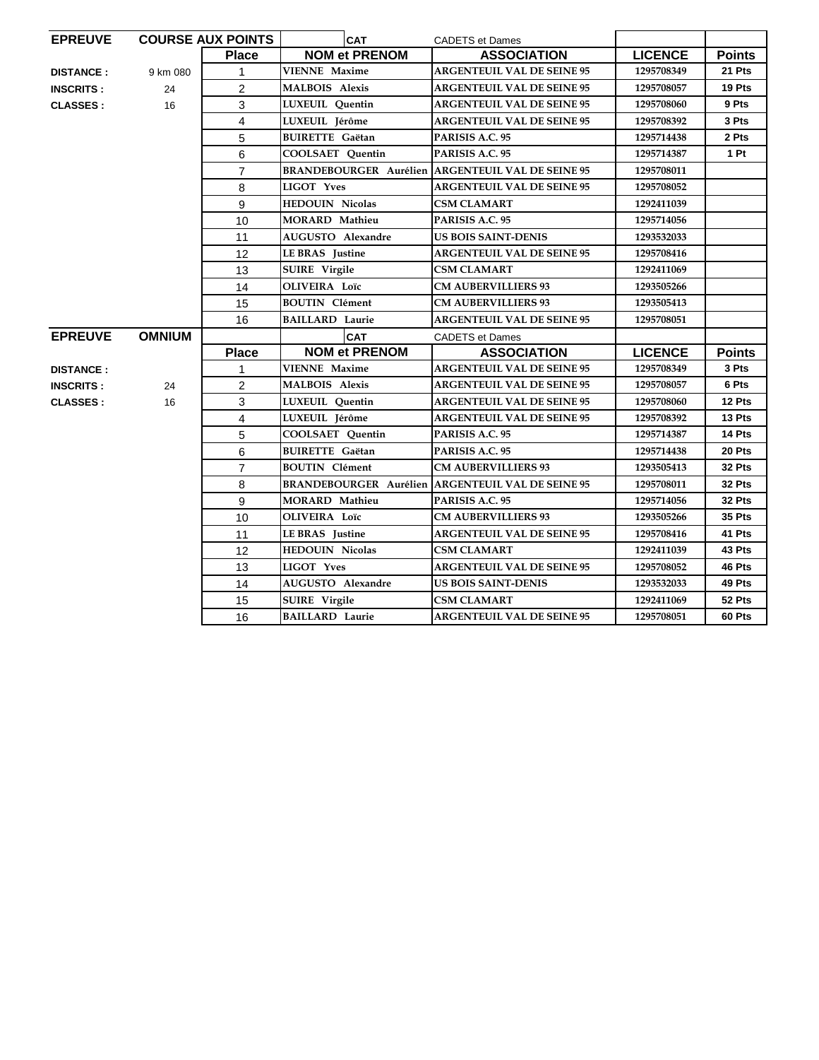| EPREUVE | COURSE AUX POINTS | | CAT | CADETS et Dames | | |
|---|---|---|---|---|---|---|
| | | **Place** | **NOM et PRENOM** | **ASSOCIATION** | **LICENCE** | **Points** |
| **DISTANCE :** | 9 km 080 | 1 | **VIENNE Maxime** | **ARGENTEUIL VAL DE SEINE 95** | 1295708349 | 21 Pts |
| **INSCRITS :** | 24 | 2 | **MALBOIS Alexis** | **ARGENTEUIL VAL DE SEINE 95** | 1295708057 | 19 Pts |
| **CLASSES :** | 16 | 3 | **LUXEUIL Quentin** | **ARGENTEUIL VAL DE SEINE 95** | 1295708060 | 9 Pts |
| | | 4 | **LUXEUIL Jérôme** | **ARGENTEUIL VAL DE SEINE 95** | 1295708392 | 3 Pts |
| | | 5 | **BUIRETTE Gaëtan** | **PARISIS A.C. 95** | 1295714438 | 2 Pts |
| | | 6 | **COOLSAET Quentin** | **PARISIS A.C. 95** | 1295714387 | 1 Pt |
| | | 7 | **BRANDEBOURGER Aurélien** | **ARGENTEUIL VAL DE SEINE 95** | 1295708011 | |
| | | 8 | **LIGOT Yves** | **ARGENTEUIL VAL DE SEINE 95** | 1295708052 | |
| | | 9 | **HEDOUIN Nicolas** | **CSM CLAMART** | 1292411039 | |
| | | 10 | **MORARD Mathieu** | **PARISIS A.C. 95** | 1295714056 | |
| | | 11 | **AUGUSTO Alexandre** | **US BOIS SAINT-DENIS** | 1293532033 | |
| | | 12 | **LE BRAS Justine** | **ARGENTEUIL VAL DE SEINE 95** | 1295708416 | |
| | | 13 | **SUIRE Virgile** | **CSM CLAMART** | 1292411069 | |
| | | 14 | **OLIVEIRA Loïc** | **CM AUBERVILLIERS 93** | 1293505266 | |
| | | 15 | **BOUTIN Clément** | **CM AUBERVILLIERS 93** | 1293505413 | |
| | | 16 | **BAILLARD Laurie** | **ARGENTEUIL VAL DE SEINE 95** | 1295708051 | |

| EPREUVE | OMNIUM | | CAT | CADETS et Dames | | |
|---|---|---|---|---|---|---|
| | | **Place** | **NOM et PRENOM** | **ASSOCIATION** | **LICENCE** | **Points** |
| **DISTANCE :** | | 1 | **VIENNE Maxime** | **ARGENTEUIL VAL DE SEINE 95** | 1295708349 | 3 Pts |
| **INSCRITS :** | 24 | 2 | **MALBOIS Alexis** | **ARGENTEUIL VAL DE SEINE 95** | 1295708057 | 6 Pts |
| **CLASSES :** | 16 | 3 | **LUXEUIL Quentin** | **ARGENTEUIL VAL DE SEINE 95** | 1295708060 | 12 Pts |
| | | 4 | **LUXEUIL Jérôme** | **ARGENTEUIL VAL DE SEINE 95** | 1295708392 | 13 Pts |
| | | 5 | **COOLSAET Quentin** | **PARISIS A.C. 95** | 1295714387 | 14 Pts |
| | | 6 | **BUIRETTE Gaëtan** | **PARISIS A.C. 95** | 1295714438 | 20 Pts |
| | | 7 | **BOUTIN Clément** | **CM AUBERVILLIERS 93** | 1293505413 | 32 Pts |
| | | 8 | **BRANDEBOURGER Aurélien** | **ARGENTEUIL VAL DE SEINE 95** | 1295708011 | 32 Pts |
| | | 9 | **MORARD Mathieu** | **PARISIS A.C. 95** | 1295714056 | 32 Pts |
| | | 10 | **OLIVEIRA Loïc** | **CM AUBERVILLIERS 93** | 1293505266 | 35 Pts |
| | | 11 | **LE BRAS Justine** | **ARGENTEUIL VAL DE SEINE 95** | 1295708416 | 41 Pts |
| | | 12 | **HEDOUIN Nicolas** | **CSM CLAMART** | 1292411039 | 43 Pts |
| | | 13 | **LIGOT Yves** | **ARGENTEUIL VAL DE SEINE 95** | 1295708052 | 46 Pts |
| | | 14 | **AUGUSTO Alexandre** | **US BOIS SAINT-DENIS** | 1293532033 | 49 Pts |
| | | 15 | **SUIRE Virgile** | **CSM CLAMART** | 1292411069 | 52 Pts |
| | | 16 | **BAILLARD Laurie** | **ARGENTEUIL VAL DE SEINE 95** | 1295708051 | 60 Pts |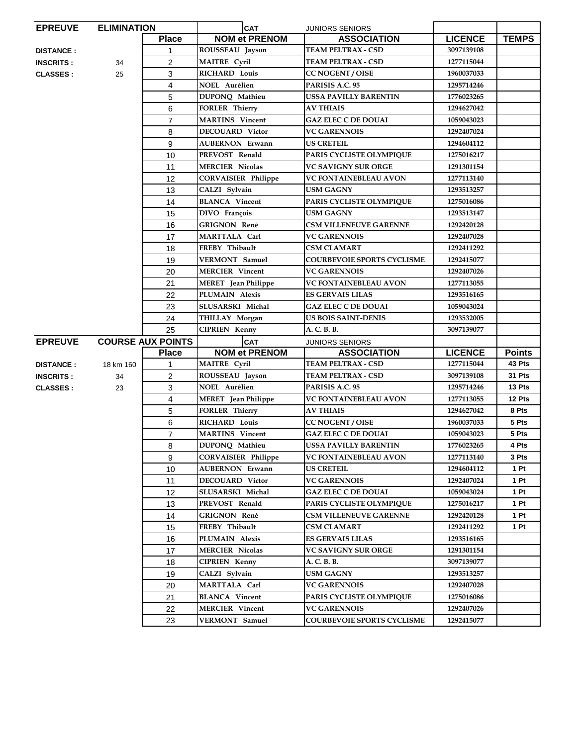| EPREUVE | ELIMINATION | | CAT | JUNIORS SENIORS | | |
|---|---|---|---|---|---|---|
| | | **Place** | **NOM et PRENOM** | **ASSOCIATION** | **LICENCE** | **TEMPS** |
| DISTANCE : | | 1 | ROUSSEAU Jayson | TEAM PELTRAX - CSD | 3097139108 | |
| INSCRITS : | 34 | 2 | MAITRE Cyril | TEAM PELTRAX - CSD | 1277115044 | |
| CLASSES : | 25 | 3 | RICHARD Louis | CC NOGENT / OISE | 1960037033 | |
| | | 4 | NOEL Aurélien | PARISIS A.C. 95 | 1295714246 | |
| | | 5 | DUPONQ Mathieu | USSA PAVILLY BARENTIN | 1776023265 | |
| | | 6 | FORLER Thierry | AV THIAIS | 1294627042 | |
| | | 7 | MARTINS Vincent | GAZ ELEC C DE DOUAI | 1059043023 | |
| | | 8 | DECOUARD Victor | VC GARENNOIS | 1292407024 | |
| | | 9 | AUBERNON Erwann | US CRETEIL | 1294604112 | |
| | | 10 | PREVOST Renald | PARIS CYCLISTE OLYMPIQUE | 1275016217 | |
| | | 11 | MERCIER Nicolas | VC SAVIGNY SUR ORGE | 1291301154 | |
| | | 12 | CORVAISIER Philippe | VC FONTAINEBLEAU AVON | 1277113140 | |
| | | 13 | CALZI Sylvain | USM GAGNY | 1293513257 | |
| | | 14 | BLANCA Vincent | PARIS CYCLISTE OLYMPIQUE | 1275016086 | |
| | | 15 | DIVO François | USM GAGNY | 1293513147 | |
| | | 16 | GRIGNON René | CSM VILLENEUVE GARENNE | 1292420128 | |
| | | 17 | MARTTALA Carl | VC GARENNOIS | 1292407028 | |
| | | 18 | FREBY Thibault | CSM CLAMART | 1292411292 | |
| | | 19 | VERMONT Samuel | COURBEVOIE SPORTS CYCLISME | 1292415077 | |
| | | 20 | MERCIER Vincent | VC GARENNOIS | 1292407026 | |
| | | 21 | MERET Jean Philippe | VC FONTAINEBLEAU AVON | 1277113055 | |
| | | 22 | PLUMAIN Alexis | ES GERVAIS LILAS | 1293516165 | |
| | | 23 | SLUSARSKI Michal | GAZ ELEC C DE DOUAI | 1059043024 | |
| | | 24 | THILLAY Morgan | US BOIS SAINT-DENIS | 1293532005 | |
| | | 25 | CIPRIEN Kenny | A. C. B. B. | 3097139077 | |

| EPREUVE | COURSE AUX POINTS | | CAT | JUNIORS SENIORS | | |
|---|---|---|---|---|---|---|
| | | **Place** | **NOM et PRENOM** | **ASSOCIATION** | **LICENCE** | **Points** |
| DISTANCE : | 18 km 160 | 1 | MAITRE Cyril | TEAM PELTRAX - CSD | 1277115044 | 43 Pts |
| INSCRITS : | 34 | 2 | ROUSSEAU Jayson | TEAM PELTRAX - CSD | 3097139108 | 31 Pts |
| CLASSES : | 23 | 3 | NOEL Aurélien | PARISIS A.C. 95 | 1295714246 | 13 Pts |
| | | 4 | MERET Jean Philippe | VC FONTAINEBLEAU AVON | 1277113055 | 12 Pts |
| | | 5 | FORLER Thierry | AV THIAIS | 1294627042 | 8 Pts |
| | | 6 | RICHARD Louis | CC NOGENT / OISE | 1960037033 | 5 Pts |
| | | 7 | MARTINS Vincent | GAZ ELEC C DE DOUAI | 1059043023 | 5 Pts |
| | | 8 | DUPONQ Mathieu | USSA PAVILLY BARENTIN | 1776023265 | 4 Pts |
| | | 9 | CORVAISIER Philippe | VC FONTAINEBLEAU AVON | 1277113140 | 3 Pts |
| | | 10 | AUBERNON Erwann | US CRETEIL | 1294604112 | 1 Pt |
| | | 11 | DECOUARD Victor | VC GARENNOIS | 1292407024 | 1 Pt |
| | | 12 | SLUSARSKI Michal | GAZ ELEC C DE DOUAI | 1059043024 | 1 Pt |
| | | 13 | PREVOST Renald | PARIS CYCLISTE OLYMPIQUE | 1275016217 | 1 Pt |
| | | 14 | GRIGNON René | CSM VILLENEUVE GARENNE | 1292420128 | 1 Pt |
| | | 15 | FREBY Thibault | CSM CLAMART | 1292411292 | 1 Pt |
| | | 16 | PLUMAIN Alexis | ES GERVAIS LILAS | 1293516165 | |
| | | 17 | MERCIER Nicolas | VC SAVIGNY SUR ORGE | 1291301154 | |
| | | 18 | CIPRIEN Kenny | A. C. B. B. | 3097139077 | |
| | | 19 | CALZI Sylvain | USM GAGNY | 1293513257 | |
| | | 20 | MARTTALA Carl | VC GARENNOIS | 1292407028 | |
| | | 21 | BLANCA Vincent | PARIS CYCLISTE OLYMPIQUE | 1275016086 | |
| | | 22 | MERCIER Vincent | VC GARENNOIS | 1292407026 | |
| | | 23 | VERMONT Samuel | COURBEVOIE SPORTS CYCLISME | 1292415077 | |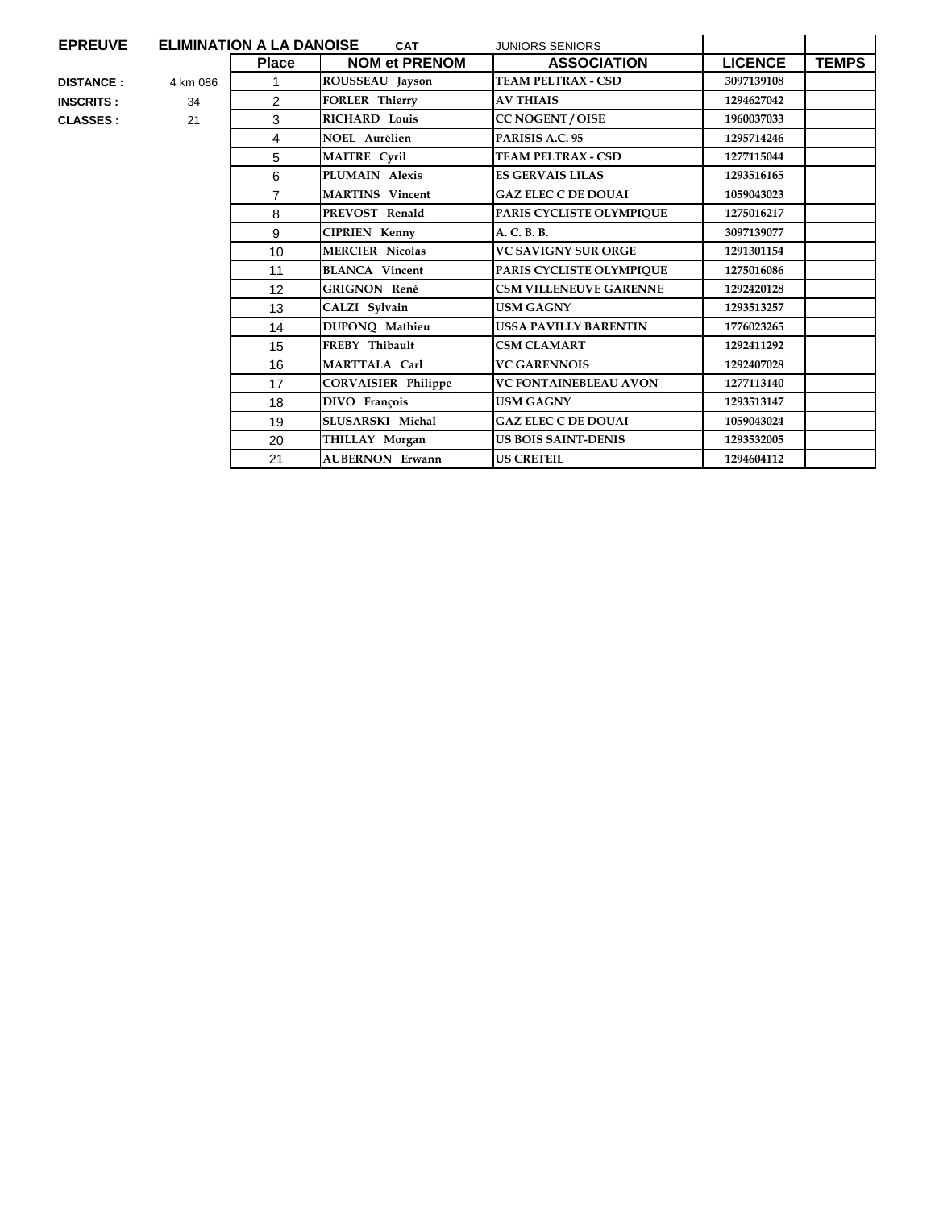| EPREUVE | ELIMINATION A LA DANOISE | CAT | JUNIORS SENIORS | | | |
|---|---|---|---|---|---|---|
| | | **Place** | **NOM et PRENOM** | **ASSOCIATION** | **LICENCE** | **TEMPS** |
| **DISTANCE :** | 4 km 086 | 1 | **ROUSSEAU Jayson** | **TEAM PELTRAX - CSD** | **3097139108** | |
| **INSCRITS :** | 34 | 2 | **FORLER Thierry** | **AV THIAIS** | **1294627042** | |
| **CLASSES :** | 21 | 3 | **RICHARD Louis** | **CC NOGENT / OISE** | **1960037033** | |
| | | 4 | **NOEL Aurélien** | **PARISIS A.C. 95** | **1295714246** | |
| | | 5 | **MAITRE Cyril** | **TEAM PELTRAX - CSD** | **1277115044** | |
| | | 6 | **PLUMAIN Alexis** | **ES GERVAIS LILAS** | **1293516165** | |
| | | 7 | **MARTINS Vincent** | **GAZ ELEC C DE DOUAI** | **1059043023** | |
| | | 8 | **PREVOST Renald** | **PARIS CYCLISTE OLYMPIQUE** | **1275016217** | |
| | | 9 | **CIPRIEN Kenny** | **A. C. B. B.** | **3097139077** | |
| | | 10 | **MERCIER Nicolas** | **VC SAVIGNY SUR ORGE** | **1291301154** | |
| | | 11 | **BLANCA Vincent** | **PARIS CYCLISTE OLYMPIQUE** | **1275016086** | |
| | | 12 | **GRIGNON René** | **CSM VILLENEUVE GARENNE** | **1292420128** | |
| | | 13 | **CALZI Sylvain** | **USM GAGNY** | **1293513257** | |
| | | 14 | **DUPONQ Mathieu** | **USSA PAVILLY BARENTIN** | **1776023265** | |
| | | 15 | **FREBY Thibault** | **CSM CLAMART** | **1292411292** | |
| | | 16 | **MARTTALA Carl** | **VC GARENNOIS** | **1292407028** | |
| | | 17 | **CORVAISIER Philippe** | **VC FONTAINEBLEAU AVON** | **1277113140** | |
| | | 18 | **DIVO François** | **USM GAGNY** | **1293513147** | |
| | | 19 | **SLUSARSKI Michal** | **GAZ ELEC C DE DOUAI** | **1059043024** | |
| | | 20 | **THILLAY Morgan** | **US BOIS SAINT-DENIS** | **1293532005** | |
| | | 21 | **AUBERNON Erwann** | **US CRETEIL** | **1294604112** | |